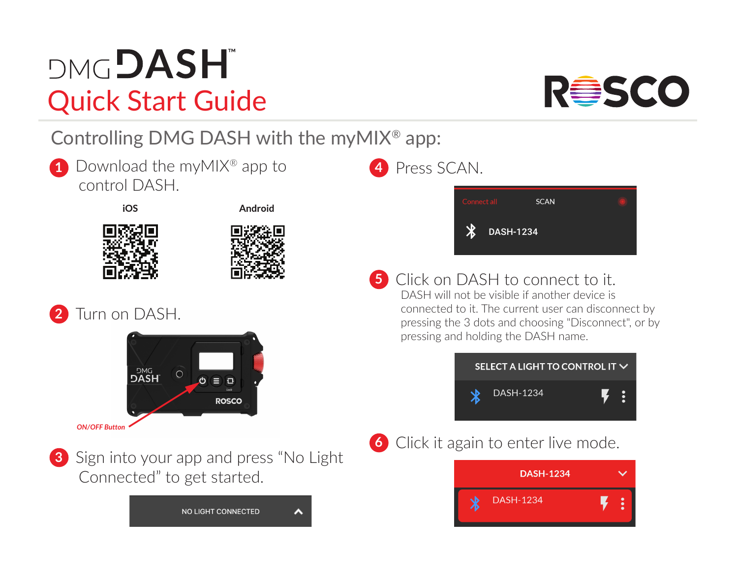# DMG DASH™

## Quick Start Guide

ROSCO

## Controlling DMG DASH with the myMIX® app:

1. Download the myMIX® app to control DASH.

   **iOS** **Android**

2. Turn on DASH.

   ON/OFF Button

3. Sign into your app and press "No Light Connected" to get started.

   NO LIGHT CONNECTED

4. Press SCAN.

   Connect all SCAN

   DASH-1234

5. Click on DASH to connect to it.
   DASH will not be visible if another device is connected to it. The current user can disconnect by pressing the 3 dots and choosing "Disconnect", or by pressing and holding the DASH name.

   SELECT A LIGHT TO CONTROL IT

   DASH-1234

6. Click it again to enter live mode.

   DASH-1234

   DASH-1234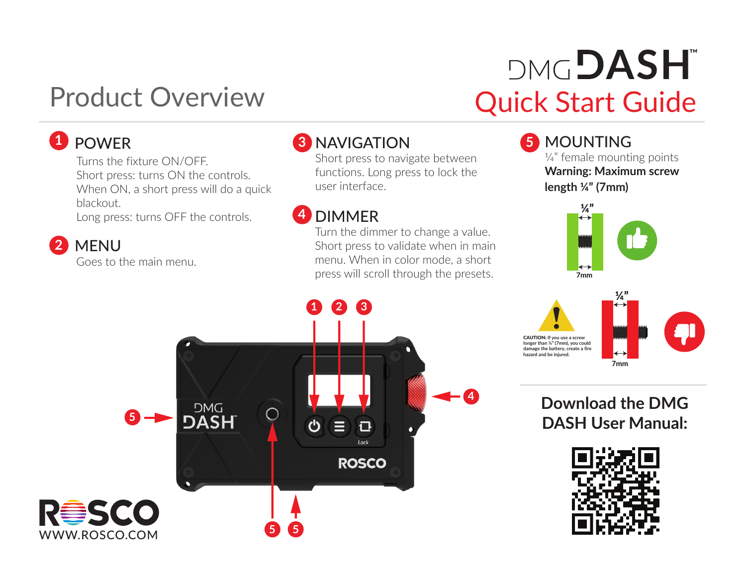# DMG DASH™ Quick Start Guide

## Product Overview

### 1 POWER

Turns the fixture ON/OFF.
Short press: turns ON the controls.
When ON, a short press will do a quick blackout.
Long press: turns OFF the controls.

### 2 MENU

Goes to the main menu.

### 3 NAVIGATION

Short press to navigate between functions. Long press to lock the user interface.

### 4 DIMMER

Turn the dimmer to change a value. Short press to validate when in main menu. When in color mode, a short press will scroll through the presets.

### 5 MOUNTING

¼" female mounting points
**Warning: Maximum screw length ¼" (7mm)**

¼"
7mm

**CAUTION:** If you use a screw longer than ¼" (7mm), you could damage the battery, create a fire hazard and be injured.

¼"
7mm

DMG DASH™
Lock
ROSCO

## Download the DMG DASH User Manual:

ROSCO
WWW.ROSCO.COM